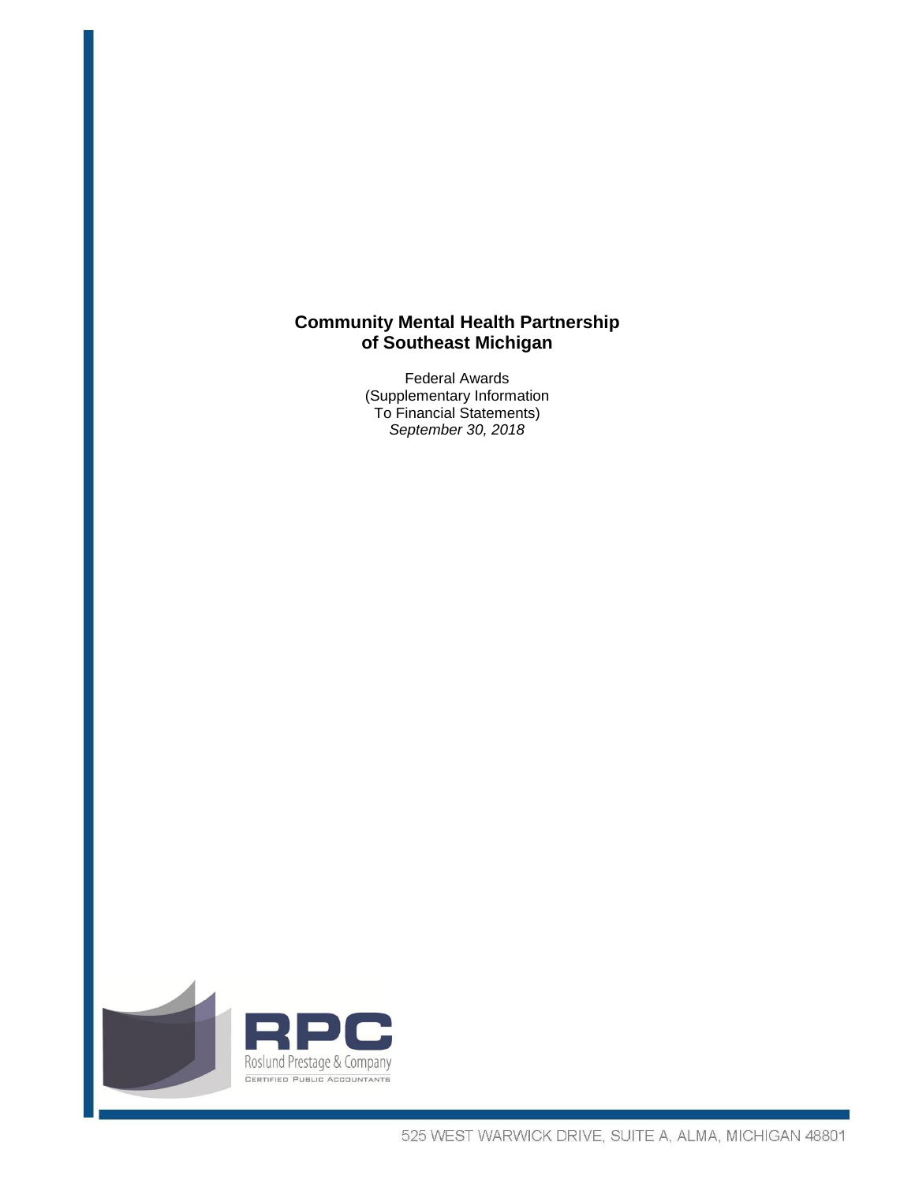# Community Mental Health Partnership of Southeast Michigan

Federal Awards
(Supplementary Information
To Financial Statements)
*September 30, 2018*

RPC
Roslund Prestage & Company
CERTIFIED PUBLIC ACCOUNTANTS

525 WEST WARWICK DRIVE, SUITE A, ALMA, MICHIGAN 48801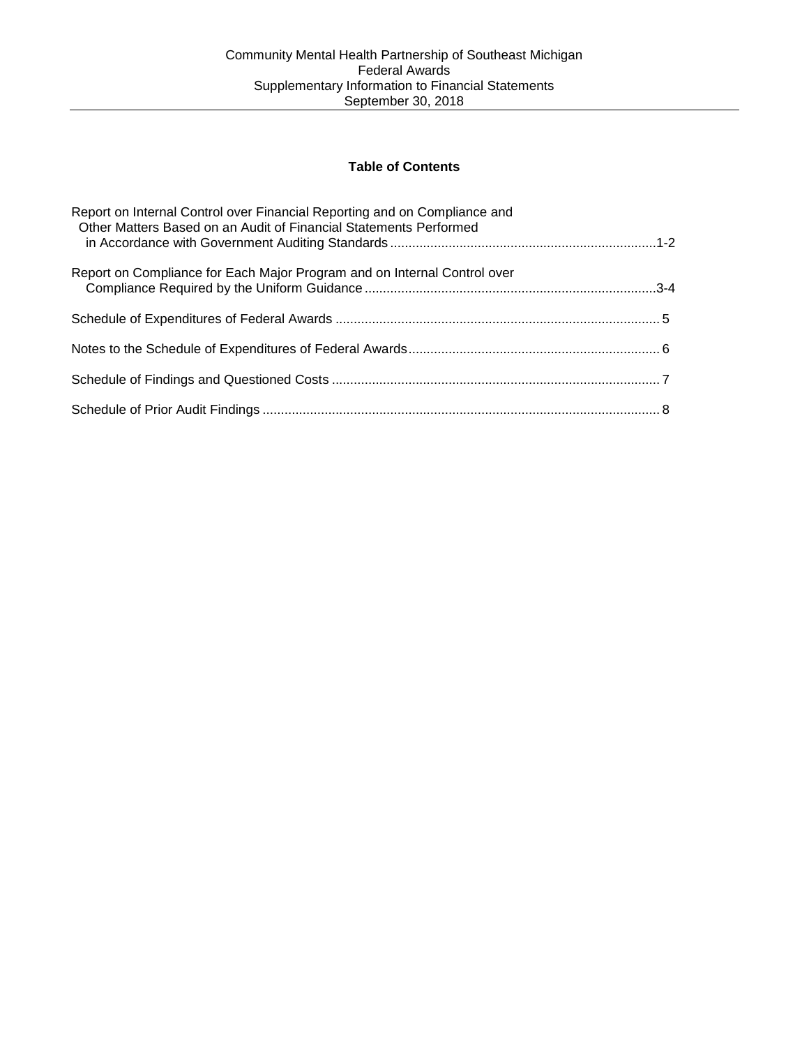Community Mental Health Partnership of Southeast Michigan
Federal Awards
Supplementary Information to Financial Statements
September 30, 2018

## Table of Contents

| | |
|---|---|
| Report on Internal Control over Financial Reporting and on Compliance and Other Matters Based on an Audit of Financial Statements Performed in Accordance with Government Auditing Standards | 1-2 |
| Report on Compliance for Each Major Program and on Internal Control over Compliance Required by the Uniform Guidance | 3-4 |
| Schedule of Expenditures of Federal Awards | 5 |
| Notes to the Schedule of Expenditures of Federal Awards | 6 |
| Schedule of Findings and Questioned Costs | 7 |
| Schedule of Prior Audit Findings | 8 |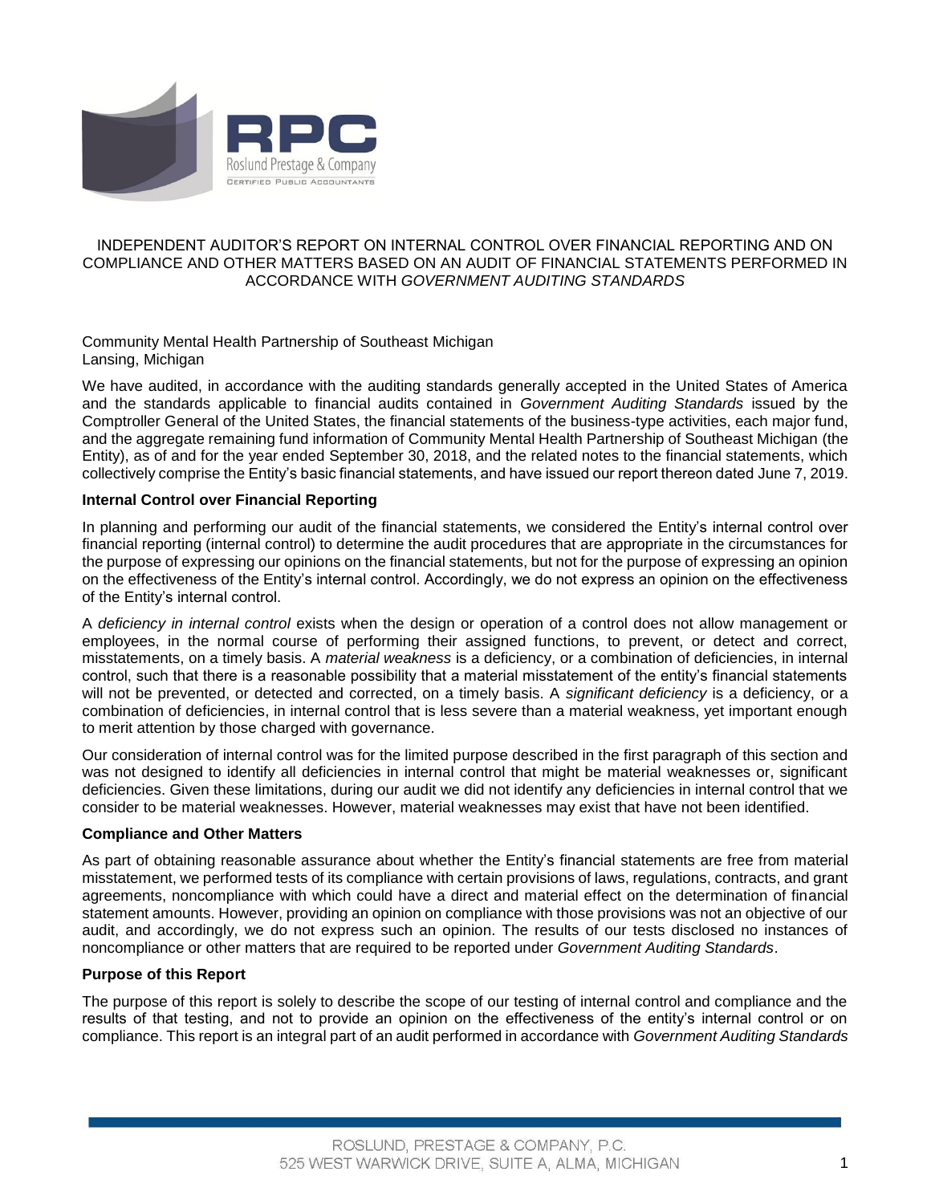INDEPENDENT AUDITOR'S REPORT ON INTERNAL CONTROL OVER FINANCIAL REPORTING AND ON COMPLIANCE AND OTHER MATTERS BASED ON AN AUDIT OF FINANCIAL STATEMENTS PERFORMED IN ACCORDANCE WITH *GOVERNMENT AUDITING STANDARDS*

Community Mental Health Partnership of Southeast Michigan
Lansing, Michigan

We have audited, in accordance with the auditing standards generally accepted in the United States of America and the standards applicable to financial audits contained in *Government Auditing Standards* issued by the Comptroller General of the United States, the financial statements of the business-type activities, each major fund, and the aggregate remaining fund information of Community Mental Health Partnership of Southeast Michigan (the Entity), as of and for the year ended September 30, 2018, and the related notes to the financial statements, which collectively comprise the Entity's basic financial statements, and have issued our report thereon dated June 7, 2019.

**Internal Control over Financial Reporting**

In planning and performing our audit of the financial statements, we considered the Entity's internal control over financial reporting (internal control) to determine the audit procedures that are appropriate in the circumstances for the purpose of expressing our opinions on the financial statements, but not for the purpose of expressing an opinion on the effectiveness of the Entity's internal control. Accordingly, we do not express an opinion on the effectiveness of the Entity's internal control.

A *deficiency in internal control* exists when the design or operation of a control does not allow management or employees, in the normal course of performing their assigned functions, to prevent, or detect and correct, misstatements, on a timely basis. A *material weakness* is a deficiency, or a combination of deficiencies, in internal control, such that there is a reasonable possibility that a material misstatement of the entity's financial statements will not be prevented, or detected and corrected, on a timely basis. A *significant deficiency* is a deficiency, or a combination of deficiencies, in internal control that is less severe than a material weakness, yet important enough to merit attention by those charged with governance.

Our consideration of internal control was for the limited purpose described in the first paragraph of this section and was not designed to identify all deficiencies in internal control that might be material weaknesses or, significant deficiencies. Given these limitations, during our audit we did not identify any deficiencies in internal control that we consider to be material weaknesses. However, material weaknesses may exist that have not been identified.

**Compliance and Other Matters**

As part of obtaining reasonable assurance about whether the Entity's financial statements are free from material misstatement, we performed tests of its compliance with certain provisions of laws, regulations, contracts, and grant agreements, noncompliance with which could have a direct and material effect on the determination of financial statement amounts. However, providing an opinion on compliance with those provisions was not an objective of our audit, and accordingly, we do not express such an opinion. The results of our tests disclosed no instances of noncompliance or other matters that are required to be reported under *Government Auditing Standards*.

**Purpose of this Report**

The purpose of this report is solely to describe the scope of our testing of internal control and compliance and the results of that testing, and not to provide an opinion on the effectiveness of the entity's internal control or on compliance. This report is an integral part of an audit performed in accordance with *Government Auditing Standards*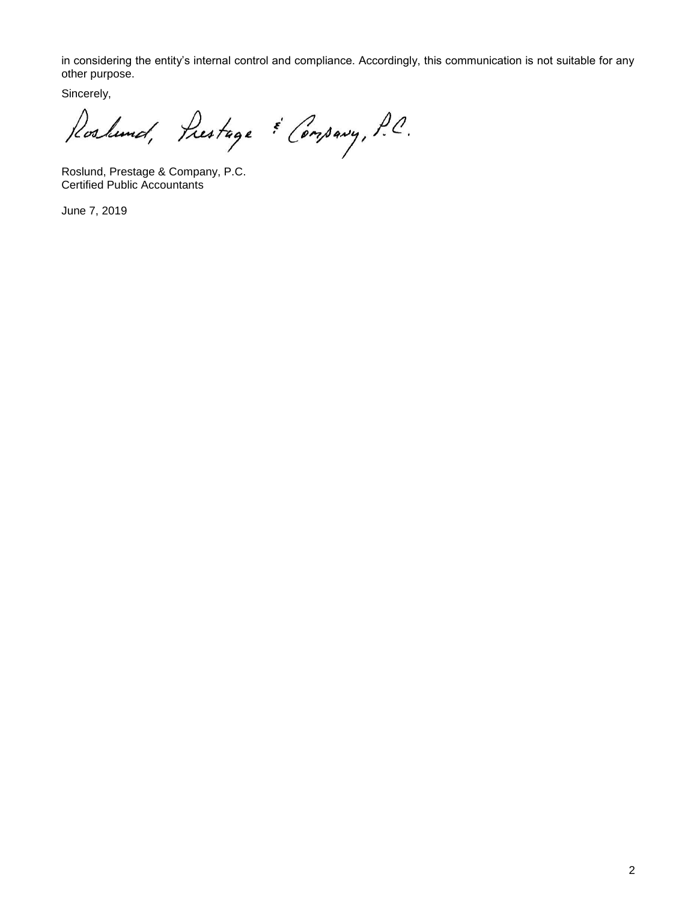in considering the entity's internal control and compliance. Accordingly, this communication is not suitable for any other purpose.

Sincerely,

Roslund, Prestage & Company, P.C.

Roslund, Prestage & Company, P.C.
Certified Public Accountants

June 7, 2019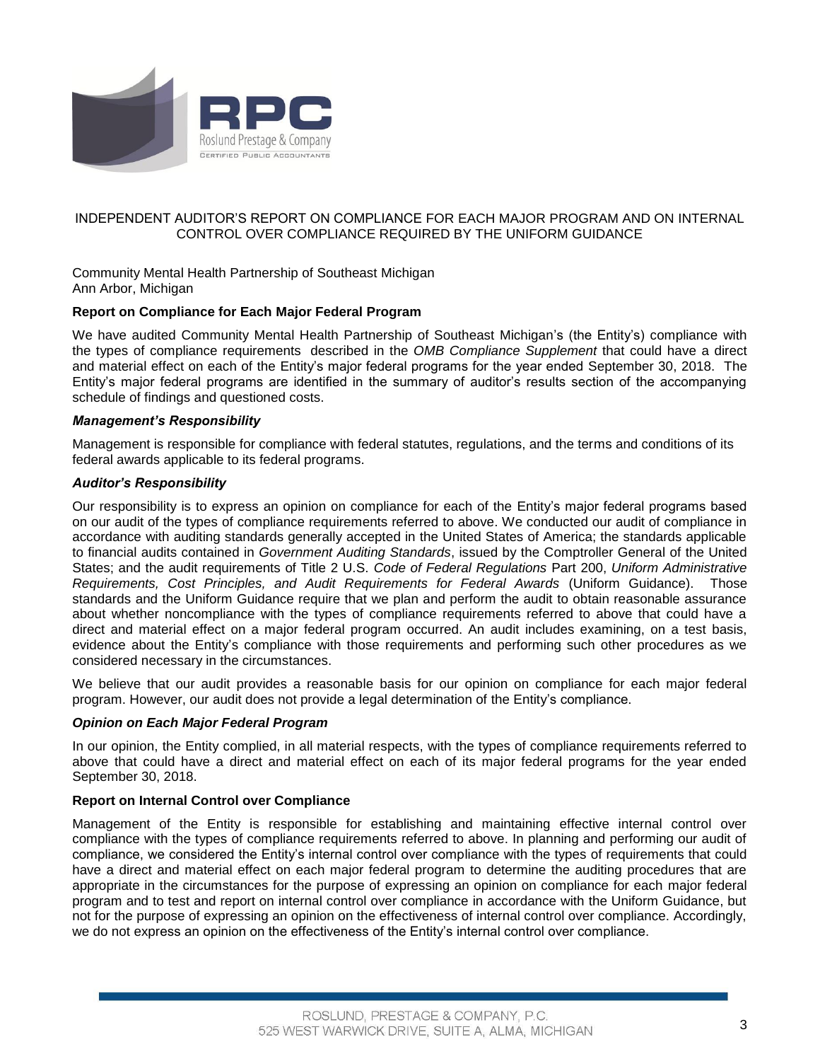RPC

Roslund Prestage & Company

Certified Public Accountants

# INDEPENDENT AUDITOR'S REPORT ON COMPLIANCE FOR EACH MAJOR PROGRAM AND ON INTERNAL CONTROL OVER COMPLIANCE REQUIRED BY THE UNIFORM GUIDANCE

Community Mental Health Partnership of Southeast Michigan
Ann Arbor, Michigan

**Report on Compliance for Each Major Federal Program**

We have audited Community Mental Health Partnership of Southeast Michigan's (the Entity's) compliance with the types of compliance requirements described in the *OMB Compliance Supplement* that could have a direct and material effect on each of the Entity's major federal programs for the year ended September 30, 2018. The Entity's major federal programs are identified in the summary of auditor's results section of the accompanying schedule of findings and questioned costs.

***Management's Responsibility***

Management is responsible for compliance with federal statutes, regulations, and the terms and conditions of its federal awards applicable to its federal programs.

***Auditor's Responsibility***

Our responsibility is to express an opinion on compliance for each of the Entity's major federal programs based on our audit of the types of compliance requirements referred to above. We conducted our audit of compliance in accordance with auditing standards generally accepted in the United States of America; the standards applicable to financial audits contained in *Government Auditing Standards*, issued by the Comptroller General of the United States; and the audit requirements of Title 2 U.S. *Code of Federal Regulations* Part 200, *Uniform Administrative Requirements, Cost Principles, and Audit Requirements for Federal Awards* (Uniform Guidance). Those standards and the Uniform Guidance require that we plan and perform the audit to obtain reasonable assurance about whether noncompliance with the types of compliance requirements referred to above that could have a direct and material effect on a major federal program occurred. An audit includes examining, on a test basis, evidence about the Entity's compliance with those requirements and performing such other procedures as we considered necessary in the circumstances.

We believe that our audit provides a reasonable basis for our opinion on compliance for each major federal program. However, our audit does not provide a legal determination of the Entity's compliance.

***Opinion on Each Major Federal Program***

In our opinion, the Entity complied, in all material respects, with the types of compliance requirements referred to above that could have a direct and material effect on each of its major federal programs for the year ended September 30, 2018.

**Report on Internal Control over Compliance**

Management of the Entity is responsible for establishing and maintaining effective internal control over compliance with the types of compliance requirements referred to above. In planning and performing our audit of compliance, we considered the Entity's internal control over compliance with the types of requirements that could have a direct and material effect on each major federal program to determine the auditing procedures that are appropriate in the circumstances for the purpose of expressing an opinion on compliance for each major federal program and to test and report on internal control over compliance in accordance with the Uniform Guidance, but not for the purpose of expressing an opinion on the effectiveness of internal control over compliance. Accordingly, we do not express an opinion on the effectiveness of the Entity's internal control over compliance.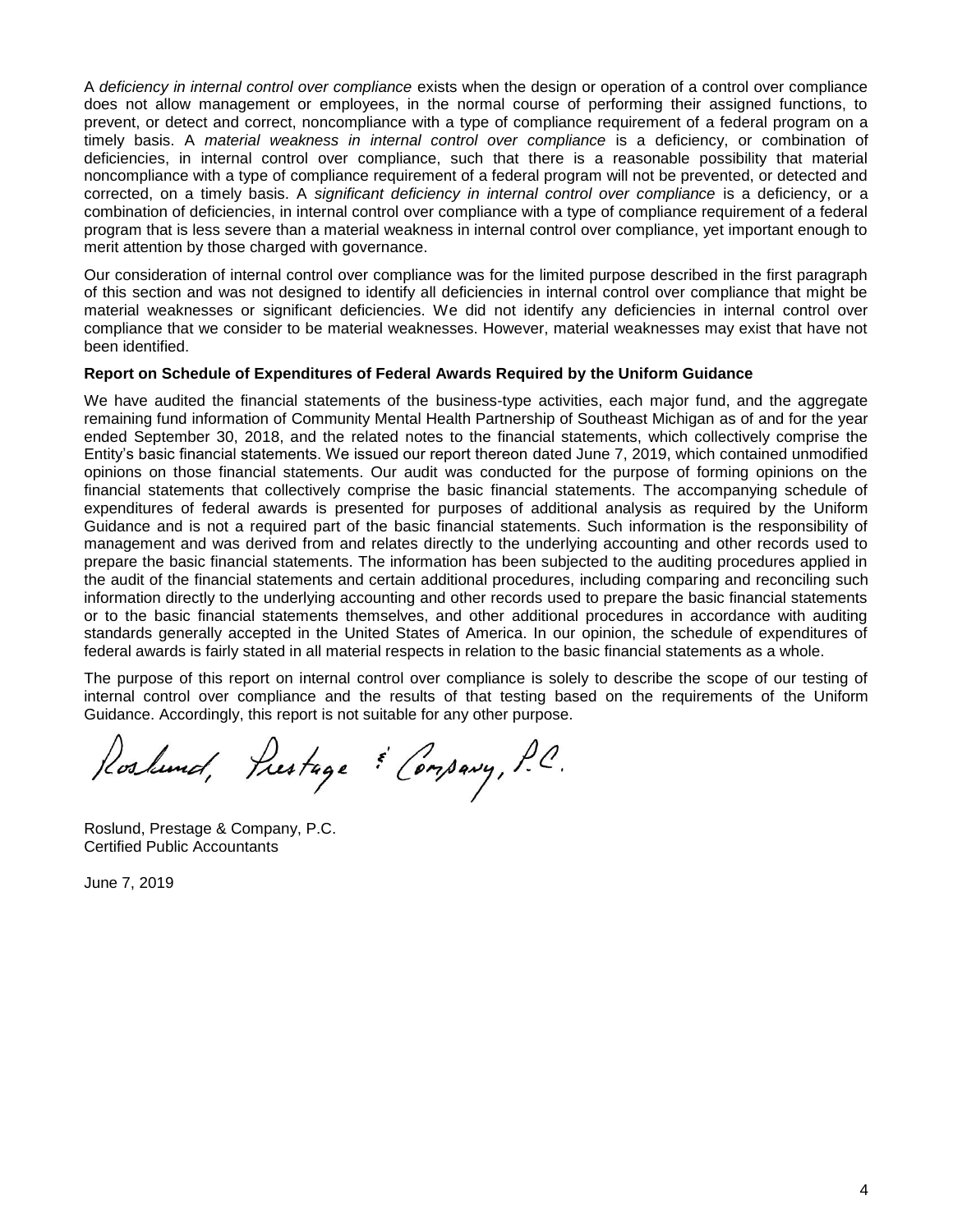A *deficiency in internal control over compliance* exists when the design or operation of a control over compliance does not allow management or employees, in the normal course of performing their assigned functions, to prevent, or detect and correct, noncompliance with a type of compliance requirement of a federal program on a timely basis. A *material weakness in internal control over compliance* is a deficiency, or combination of deficiencies, in internal control over compliance, such that there is a reasonable possibility that material noncompliance with a type of compliance requirement of a federal program will not be prevented, or detected and corrected, on a timely basis. A *significant deficiency in internal control over compliance* is a deficiency, or a combination of deficiencies, in internal control over compliance with a type of compliance requirement of a federal program that is less severe than a material weakness in internal control over compliance, yet important enough to merit attention by those charged with governance.

Our consideration of internal control over compliance was for the limited purpose described in the first paragraph of this section and was not designed to identify all deficiencies in internal control over compliance that might be material weaknesses or significant deficiencies. We did not identify any deficiencies in internal control over compliance that we consider to be material weaknesses. However, material weaknesses may exist that have not been identified.

**Report on Schedule of Expenditures of Federal Awards Required by the Uniform Guidance**

We have audited the financial statements of the business-type activities, each major fund, and the aggregate remaining fund information of Community Mental Health Partnership of Southeast Michigan as of and for the year ended September 30, 2018, and the related notes to the financial statements, which collectively comprise the Entity's basic financial statements. We issued our report thereon dated June 7, 2019, which contained unmodified opinions on those financial statements. Our audit was conducted for the purpose of forming opinions on the financial statements that collectively comprise the basic financial statements. The accompanying schedule of expenditures of federal awards is presented for purposes of additional analysis as required by the Uniform Guidance and is not a required part of the basic financial statements. Such information is the responsibility of management and was derived from and relates directly to the underlying accounting and other records used to prepare the basic financial statements. The information has been subjected to the auditing procedures applied in the audit of the financial statements and certain additional procedures, including comparing and reconciling such information directly to the underlying accounting and other records used to prepare the basic financial statements or to the basic financial statements themselves, and other additional procedures in accordance with auditing standards generally accepted in the United States of America. In our opinion, the schedule of expenditures of federal awards is fairly stated in all material respects in relation to the basic financial statements as a whole.

The purpose of this report on internal control over compliance is solely to describe the scope of our testing of internal control over compliance and the results of that testing based on the requirements of the Uniform Guidance. Accordingly, this report is not suitable for any other purpose.

*Roslund, Prestage & Company, P.C.*

Roslund, Prestage & Company, P.C.
Certified Public Accountants

June 7, 2019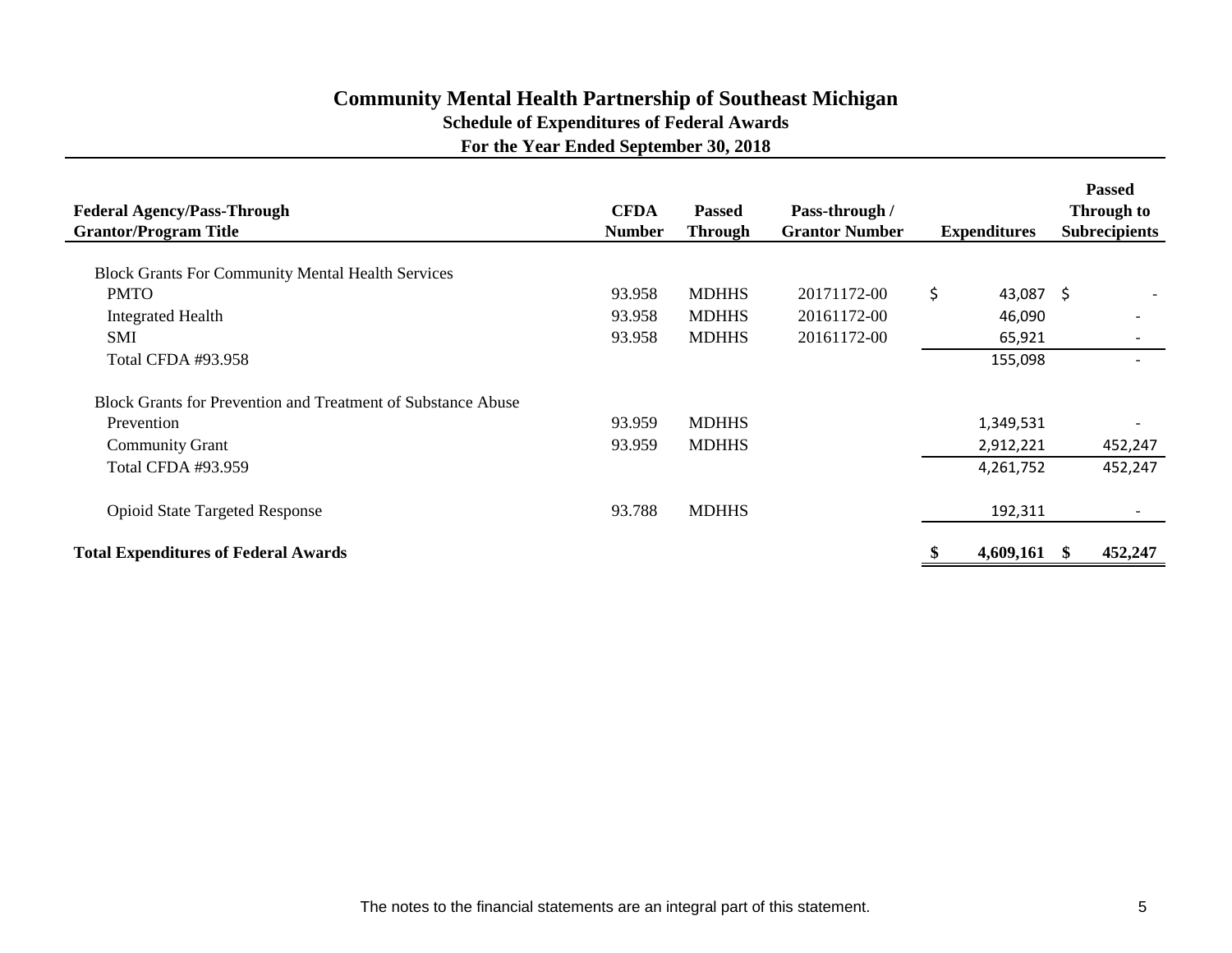# Community Mental Health Partnership of Southeast Michigan

## Schedule of Expenditures of Federal Awards

### For the Year Ended September 30, 2018

| Federal Agency/Pass-Through Grantor/Program Title | CFDA Number | Passed Through | Pass-through / Grantor Number | Expenditures | Passed Through to Subrecipients |
|---|---|---|---|---|---|
| Block Grants For Community Mental Health Services | | | | | |
| PMTO | 93.958 | MDHHS | 20171172-00 | $ 43,087 | $ - |
| Integrated Health | 93.958 | MDHHS | 20161172-00 | 46,090 | - |
| SMI | 93.958 | MDHHS | 20161172-00 | 65,921 | - |
| Total CFDA #93.958 | | | | 155,098 | - |
| Block Grants for Prevention and Treatment of Substance Abuse | | | | | |
| Prevention | 93.959 | MDHHS | | 1,349,531 | - |
| Community Grant | 93.959 | MDHHS | | 2,912,221 | 452,247 |
| Total CFDA #93.959 | | | | 4,261,752 | 452,247 |
| Opioid State Targeted Response | 93.788 | MDHHS | | 192,311 | - |
| **Total Expenditures of Federal Awards** | | | | **$ 4,609,161** | **$ 452,247** |

The notes to the financial statements are an integral part of this statement.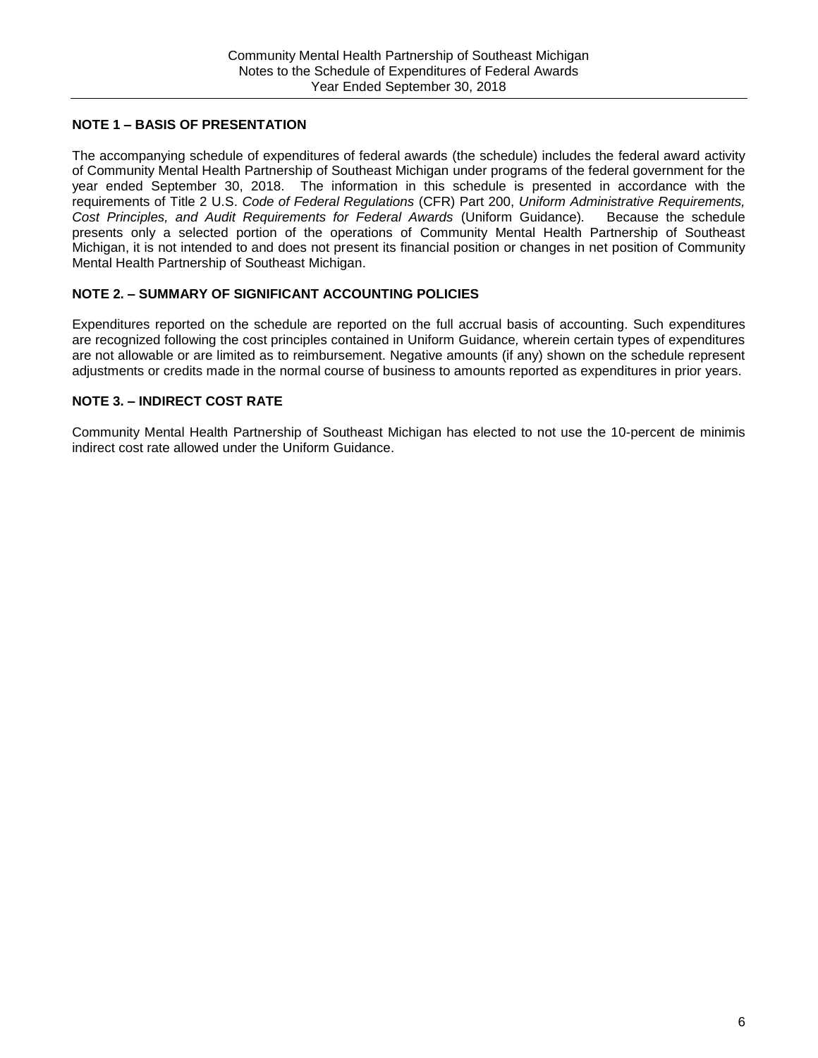Community Mental Health Partnership of Southeast Michigan
Notes to the Schedule of Expenditures of Federal Awards
Year Ended September 30, 2018

## NOTE 1 – BASIS OF PRESENTATION

The accompanying schedule of expenditures of federal awards (the schedule) includes the federal award activity of Community Mental Health Partnership of Southeast Michigan under programs of the federal government for the year ended September 30, 2018. The information in this schedule is presented in accordance with the requirements of Title 2 U.S. *Code of Federal Regulations* (CFR) Part 200, *Uniform Administrative Requirements, Cost Principles, and Audit Requirements for Federal Awards* (Uniform Guidance). Because the schedule presents only a selected portion of the operations of Community Mental Health Partnership of Southeast Michigan, it is not intended to and does not present its financial position or changes in net position of Community Mental Health Partnership of Southeast Michigan.

## NOTE 2. – SUMMARY OF SIGNIFICANT ACCOUNTING POLICIES

Expenditures reported on the schedule are reported on the full accrual basis of accounting. Such expenditures are recognized following the cost principles contained in Uniform Guidance, wherein certain types of expenditures are not allowable or are limited as to reimbursement. Negative amounts (if any) shown on the schedule represent adjustments or credits made in the normal course of business to amounts reported as expenditures in prior years.

## NOTE 3. – INDIRECT COST RATE

Community Mental Health Partnership of Southeast Michigan has elected to not use the 10-percent de minimis indirect cost rate allowed under the Uniform Guidance.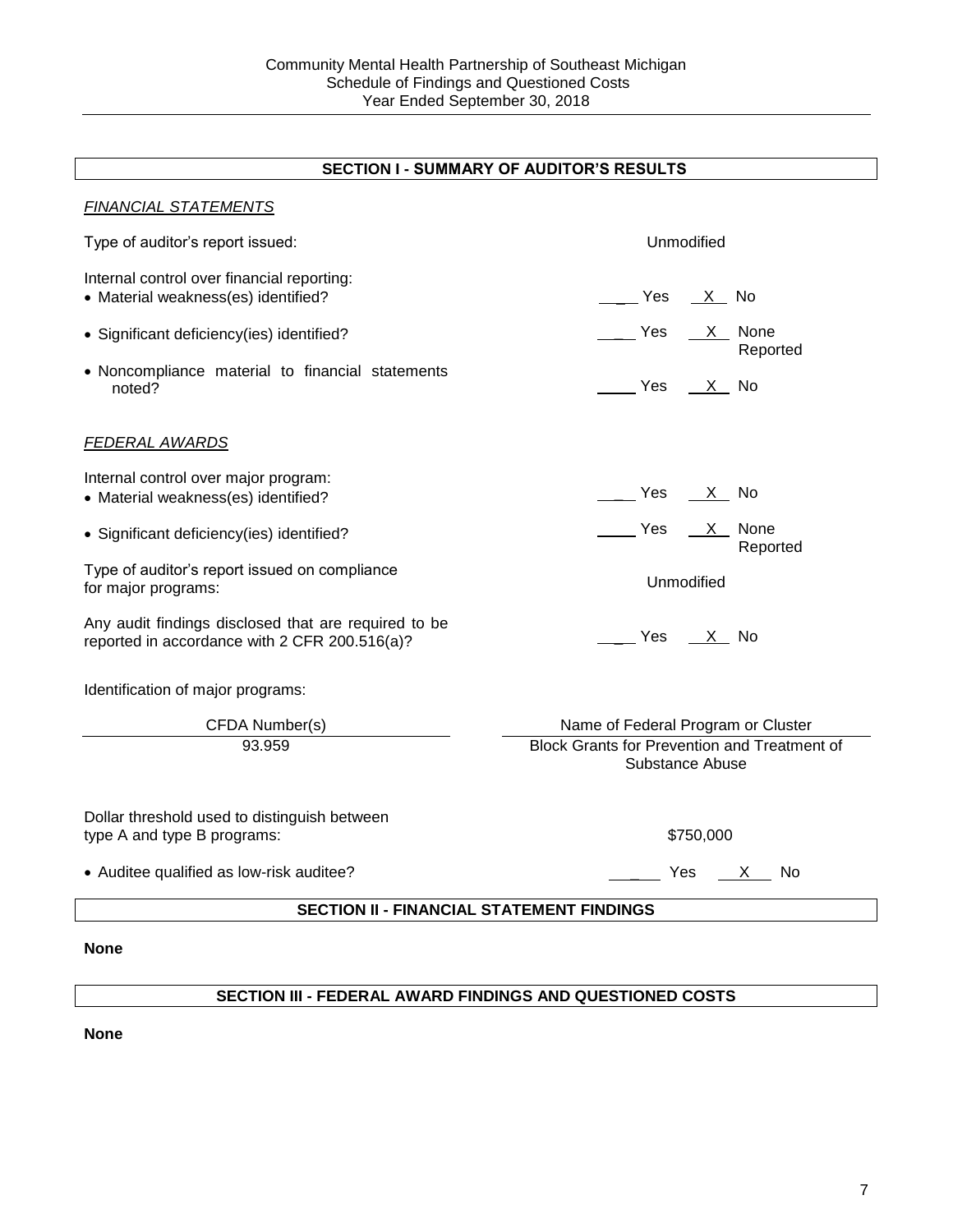Community Mental Health Partnership of Southeast Michigan
Schedule of Findings and Questioned Costs
Year Ended September 30, 2018

## SECTION I - SUMMARY OF AUDITOR'S RESULTS

*FINANCIAL STATEMENTS*

Type of auditor's report issued: Unmodified

Internal control over financial reporting:

- Material weakness(es) identified? ____ Yes __X__ No
- Significant deficiency(ies) identified? ____ Yes __X__ None Reported
- Noncompliance material to financial statements noted? ____ Yes __X__ No

*FEDERAL AWARDS*

Internal control over major program:

- Material weakness(es) identified? ____ Yes __X__ No
- Significant deficiency(ies) identified? ____ Yes __X__ None Reported

Type of auditor's report issued on compliance for major programs: Unmodified

Any audit findings disclosed that are required to be reported in accordance with 2 CFR 200.516(a)? ____ Yes __X__ No

Identification of major programs:

| CFDA Number(s) | Name of Federal Program or Cluster |
|---|---|
| 93.959 | Block Grants for Prevention and Treatment of Substance Abuse |

Dollar threshold used to distinguish between type A and type B programs: $750,000

- Auditee qualified as low-risk auditee? ____ Yes __X__ No

## SECTION II - FINANCIAL STATEMENT FINDINGS

**None**

## SECTION III - FEDERAL AWARD FINDINGS AND QUESTIONED COSTS

**None**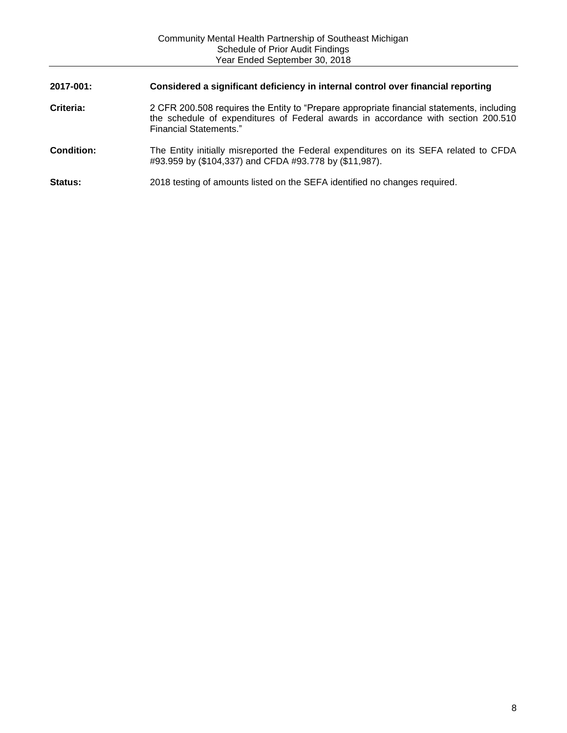Community Mental Health Partnership of Southeast Michigan
Schedule of Prior Audit Findings
Year Ended September 30, 2018

**2017-001: Considered a significant deficiency in internal control over financial reporting**

**Criteria:** 2 CFR 200.508 requires the Entity to "Prepare appropriate financial statements, including the schedule of expenditures of Federal awards in accordance with section 200.510 Financial Statements."

**Condition:** The Entity initially misreported the Federal expenditures on its SEFA related to CFDA #93.959 by ($104,337) and CFDA #93.778 by ($11,987).

**Status:** 2018 testing of amounts listed on the SEFA identified no changes required.